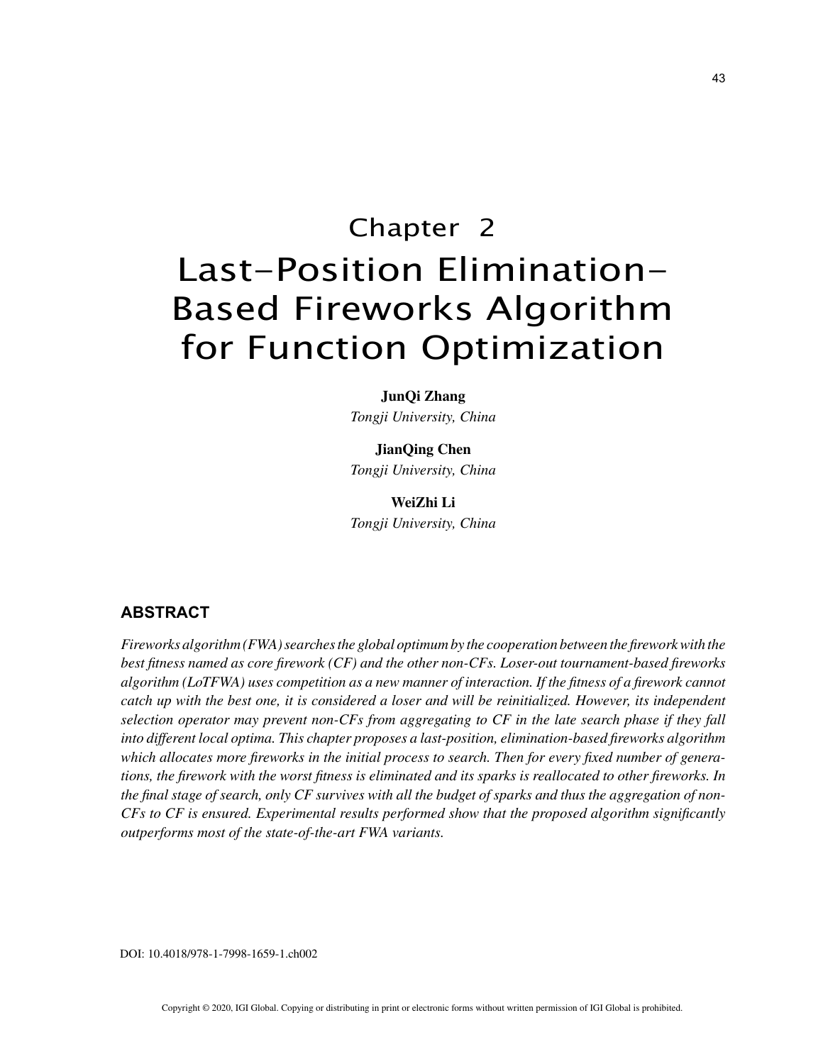# Chapter 2

# Last-Position Elimination-Based Fireworks Algorithm for Function Optimization

**JunQi Zhang**
*Tongji University, China*

**JianQing Chen**
*Tongji University, China*

**WeiZhi Li**
*Tongji University, China*

## ABSTRACT

*Fireworks algorithm (FWA) searches the global optimum by the cooperation between the firework with the best fitness named as core firework (CF) and the other non-CFs. Loser-out tournament-based fireworks algorithm (LoTFWA) uses competition as a new manner of interaction. If the fitness of a firework cannot catch up with the best one, it is considered a loser and will be reinitialized. However, its independent selection operator may prevent non-CFs from aggregating to CF in the late search phase if they fall into different local optima. This chapter proposes a last-position, elimination-based fireworks algorithm which allocates more fireworks in the initial process to search. Then for every fixed number of generations, the firework with the worst fitness is eliminated and its sparks is reallocated to other fireworks. In the final stage of search, only CF survives with all the budget of sparks and thus the aggregation of non-CFs to CF is ensured. Experimental results performed show that the proposed algorithm significantly outperforms most of the state-of-the-art FWA variants.*

DOI: 10.4018/978-1-7998-1659-1.ch002

Copyright © 2020, IGI Global. Copying or distributing in print or electronic forms without written permission of IGI Global is prohibited.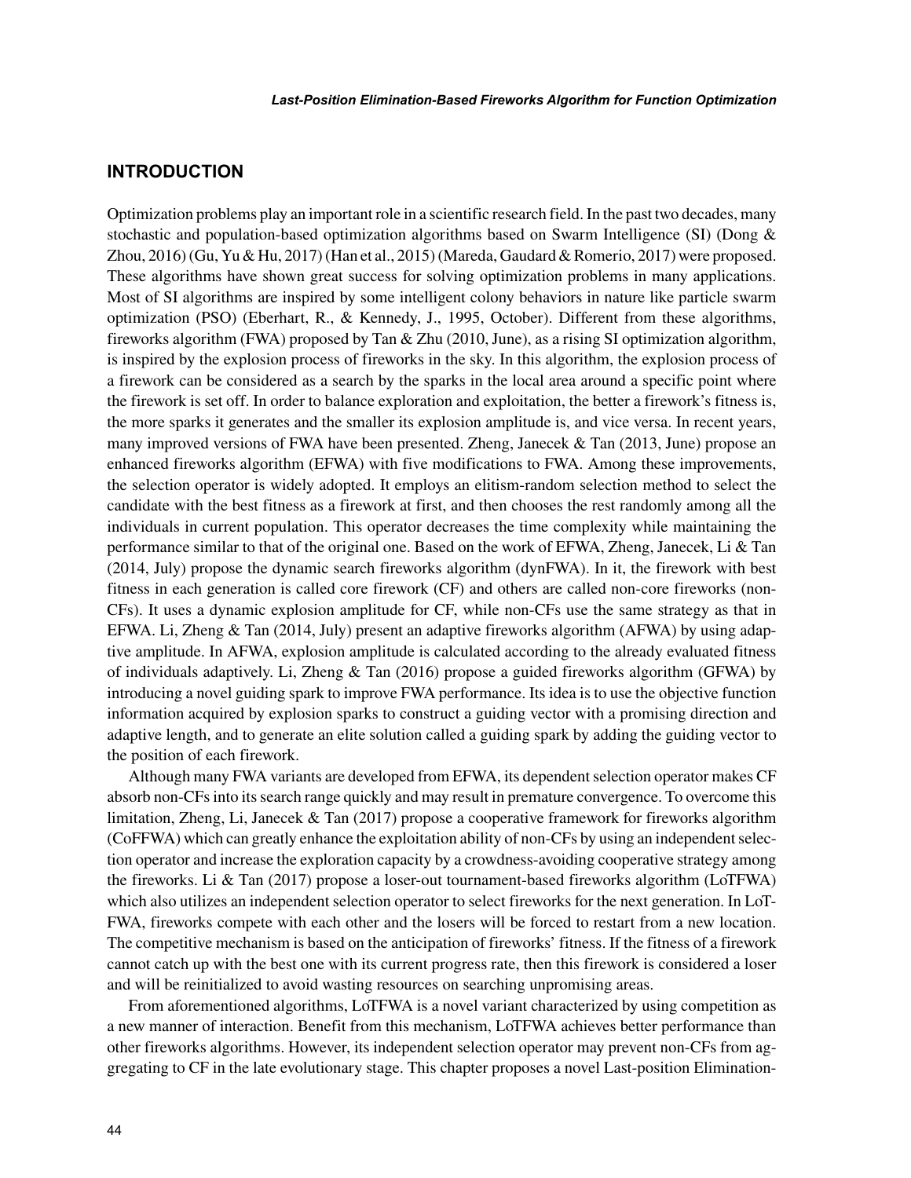## INTRODUCTION

Optimization problems play an important role in a scientific research field. In the past two decades, many stochastic and population-based optimization algorithms based on Swarm Intelligence (SI) (Dong & Zhou, 2016) (Gu, Yu & Hu, 2017) (Han et al., 2015) (Mareda, Gaudard & Romerio, 2017) were proposed. These algorithms have shown great success for solving optimization problems in many applications. Most of SI algorithms are inspired by some intelligent colony behaviors in nature like particle swarm optimization (PSO) (Eberhart, R., & Kennedy, J., 1995, October). Different from these algorithms, fireworks algorithm (FWA) proposed by Tan & Zhu (2010, June), as a rising SI optimization algorithm, is inspired by the explosion process of fireworks in the sky. In this algorithm, the explosion process of a firework can be considered as a search by the sparks in the local area around a specific point where the firework is set off. In order to balance exploration and exploitation, the better a firework's fitness is, the more sparks it generates and the smaller its explosion amplitude is, and vice versa. In recent years, many improved versions of FWA have been presented. Zheng, Janecek & Tan (2013, June) propose an enhanced fireworks algorithm (EFWA) with five modifications to FWA. Among these improvements, the selection operator is widely adopted. It employs an elitism-random selection method to select the candidate with the best fitness as a firework at first, and then chooses the rest randomly among all the individuals in current population. This operator decreases the time complexity while maintaining the performance similar to that of the original one. Based on the work of EFWA, Zheng, Janecek, Li & Tan (2014, July) propose the dynamic search fireworks algorithm (dynFWA). In it, the firework with best fitness in each generation is called core firework (CF) and others are called non-core fireworks (non-CFs). It uses a dynamic explosion amplitude for CF, while non-CFs use the same strategy as that in EFWA. Li, Zheng & Tan (2014, July) present an adaptive fireworks algorithm (AFWA) by using adaptive amplitude. In AFWA, explosion amplitude is calculated according to the already evaluated fitness of individuals adaptively. Li, Zheng & Tan (2016) propose a guided fireworks algorithm (GFWA) by introducing a novel guiding spark to improve FWA performance. Its idea is to use the objective function information acquired by explosion sparks to construct a guiding vector with a promising direction and adaptive length, and to generate an elite solution called a guiding spark by adding the guiding vector to the position of each firework.

Although many FWA variants are developed from EFWA, its dependent selection operator makes CF absorb non-CFs into its search range quickly and may result in premature convergence. To overcome this limitation, Zheng, Li, Janecek & Tan (2017) propose a cooperative framework for fireworks algorithm (CoFFWA) which can greatly enhance the exploitation ability of non-CFs by using an independent selection operator and increase the exploration capacity by a crowdness-avoiding cooperative strategy among the fireworks. Li & Tan (2017) propose a loser-out tournament-based fireworks algorithm (LoTFWA) which also utilizes an independent selection operator to select fireworks for the next generation. In LoTFWA, fireworks compete with each other and the losers will be forced to restart from a new location. The competitive mechanism is based on the anticipation of fireworks' fitness. If the fitness of a firework cannot catch up with the best one with its current progress rate, then this firework is considered a loser and will be reinitialized to avoid wasting resources on searching unpromising areas.

From aforementioned algorithms, LoTFWA is a novel variant characterized by using competition as a new manner of interaction. Benefit from this mechanism, LoTFWA achieves better performance than other fireworks algorithms. However, its independent selection operator may prevent non-CFs from aggregating to CF in the late evolutionary stage. This chapter proposes a novel Last-position Elimination-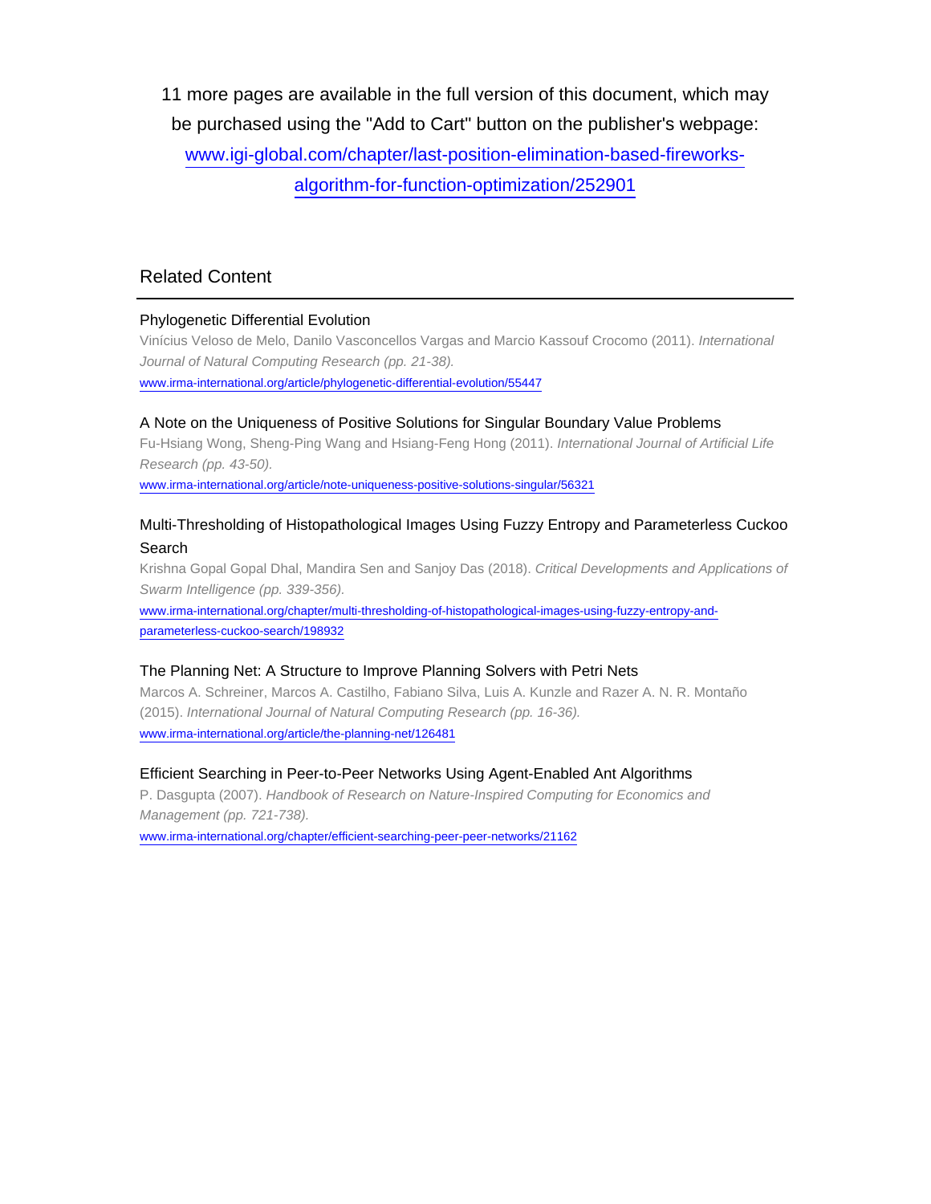11 more pages are available in the full version of this document, which may be purchased using the "Add to Cart" button on the publisher's webpage: www.igi-global.com/chapter/last-position-elimination-based-fireworks-algorithm-for-function-optimization/252901

## Related Content

### Phylogenetic Differential Evolution

Vinícius Veloso de Melo, Danilo Vasconcellos Vargas and Marcio Kassouf Crocomo (2011). *International Journal of Natural Computing Research (pp. 21-38).*

www.irma-international.org/article/phylogenetic-differential-evolution/55447

### A Note on the Uniqueness of Positive Solutions for Singular Boundary Value Problems

Fu-Hsiang Wong, Sheng-Ping Wang and Hsiang-Feng Hong (2011). *International Journal of Artificial Life Research (pp. 43-50).*

www.irma-international.org/article/note-uniqueness-positive-solutions-singular/56321

### Multi-Thresholding of Histopathological Images Using Fuzzy Entropy and Parameterless Cuckoo Search

Krishna Gopal Gopal Dhal, Mandira Sen and Sanjoy Das (2018). *Critical Developments and Applications of Swarm Intelligence (pp. 339-356).*

www.irma-international.org/chapter/multi-thresholding-of-histopathological-images-using-fuzzy-entropy-and-parameterless-cuckoo-search/198932

### The Planning Net: A Structure to Improve Planning Solvers with Petri Nets

Marcos A. Schreiner, Marcos A. Castilho, Fabiano Silva, Luis A. Kunzle and Razer A. N. R. Montaño (2015). *International Journal of Natural Computing Research (pp. 16-36).*

www.irma-international.org/article/the-planning-net/126481

### Efficient Searching in Peer-to-Peer Networks Using Agent-Enabled Ant Algorithms

P. Dasgupta (2007). *Handbook of Research on Nature-Inspired Computing for Economics and Management (pp. 721-738).*

www.irma-international.org/chapter/efficient-searching-peer-peer-networks/21162